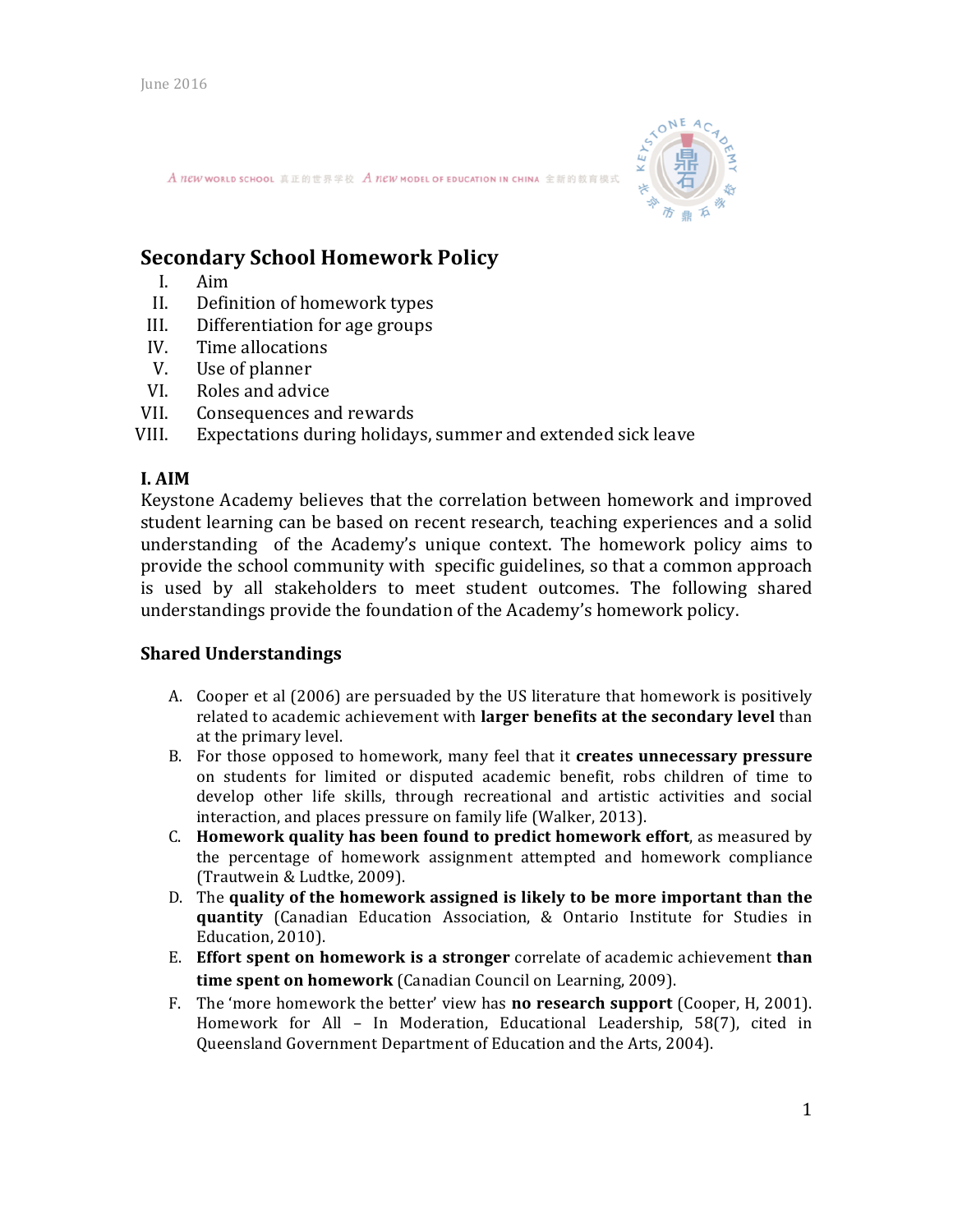June 2016

A new WORLD SCHOOL 真正的世界学校 A new MODEL OF EDUCATION IN CHINA 全新的教育模式

# Secondary School Homework Policy

I. Aim
II. Definition of homework types
III. Differentiation for age groups
IV. Time allocations
V. Use of planner
VI. Roles and advice
VII. Consequences and rewards
VIII. Expectations during holidays, summer and extended sick leave

## I. AIM

Keystone Academy believes that the correlation between homework and improved student learning can be based on recent research, teaching experiences and a solid understanding of the Academy's unique context. The homework policy aims to provide the school community with specific guidelines, so that a common approach is used by all stakeholders to meet student outcomes. The following shared understandings provide the foundation of the Academy's homework policy.

### Shared Understandings

A. Cooper et al (2006) are persuaded by the US literature that homework is positively related to academic achievement with **larger benefits at the secondary level** than at the primary level.

B. For those opposed to homework, many feel that it **creates unnecessary pressure** on students for limited or disputed academic benefit, robs children of time to develop other life skills, through recreational and artistic activities and social interaction, and places pressure on family life (Walker, 2013).

C. **Homework quality has been found to predict homework effort**, as measured by the percentage of homework assignment attempted and homework compliance (Trautwein & Ludtke, 2009).

D. The **quality of the homework assigned is likely to be more important than the quantity** (Canadian Education Association, & Ontario Institute for Studies in Education, 2010).

E. **Effort spent on homework is a stronger** correlate of academic achievement **than time spent on homework** (Canadian Council on Learning, 2009).

F. The 'more homework the better' view has **no research support** (Cooper, H, 2001). Homework for All – In Moderation, Educational Leadership, 58(7), cited in Queensland Government Department of Education and the Arts, 2004).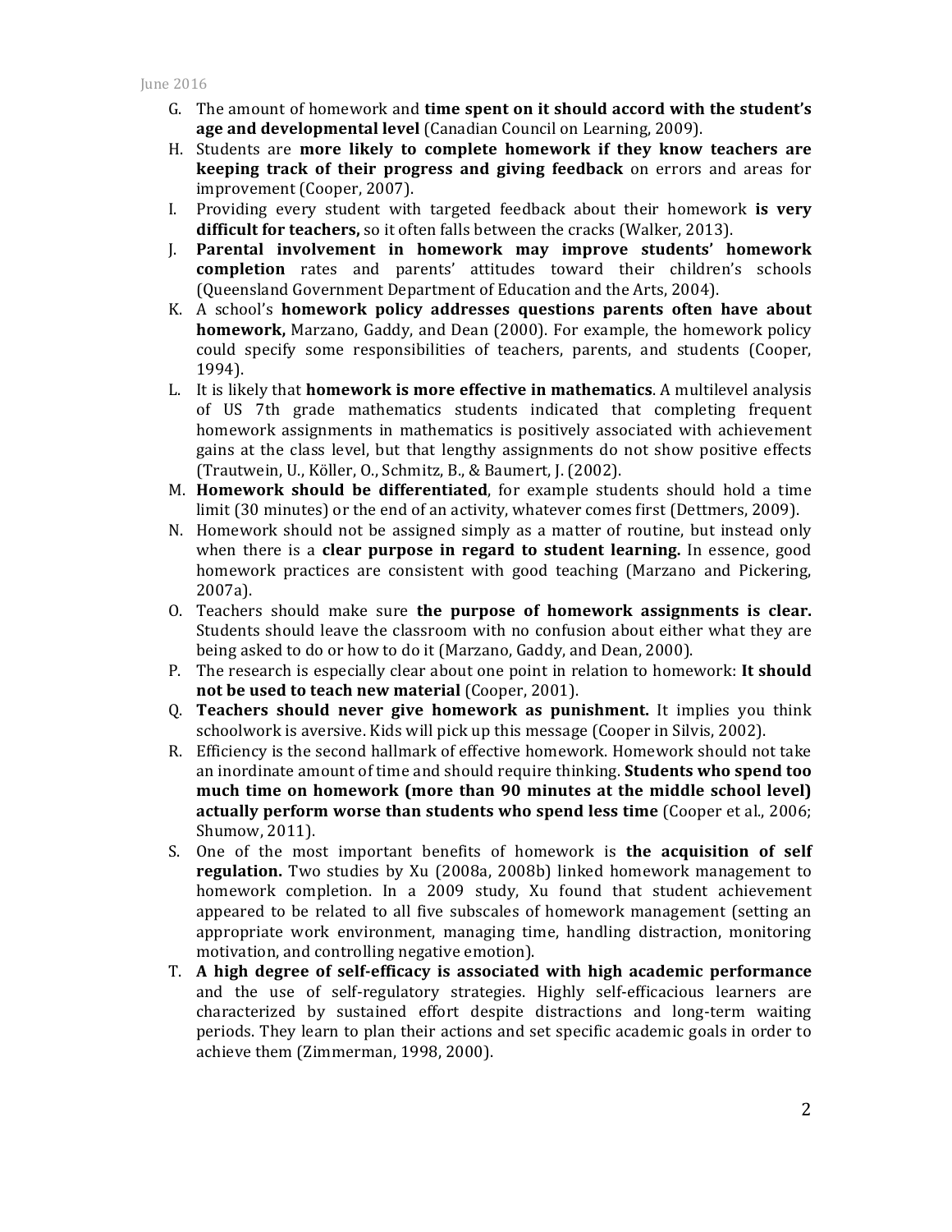G. The amount of homework and **time spent on it should accord with the student's age and developmental level** (Canadian Council on Learning, 2009).

H. Students are **more likely to complete homework if they know teachers are keeping track of their progress and giving feedback** on errors and areas for improvement (Cooper, 2007).

I. Providing every student with targeted feedback about their homework **is very difficult for teachers,** so it often falls between the cracks (Walker, 2013).

J. **Parental involvement in homework may improve students' homework completion** rates and parents' attitudes toward their children's schools (Queensland Government Department of Education and the Arts, 2004).

K. A school's **homework policy addresses questions parents often have about homework,** Marzano, Gaddy, and Dean (2000). For example, the homework policy could specify some responsibilities of teachers, parents, and students (Cooper, 1994).

L. It is likely that **homework is more effective in mathematics**. A multilevel analysis of US 7th grade mathematics students indicated that completing frequent homework assignments in mathematics is positively associated with achievement gains at the class level, but that lengthy assignments do not show positive effects (Trautwein, U., Köller, O., Schmitz, B., & Baumert, J. (2002).

M. **Homework should be differentiated**, for example students should hold a time limit (30 minutes) or the end of an activity, whatever comes first (Dettmers, 2009).

N. Homework should not be assigned simply as a matter of routine, but instead only when there is a **clear purpose in regard to student learning.** In essence, good homework practices are consistent with good teaching (Marzano and Pickering, 2007a).

O. Teachers should make sure **the purpose of homework assignments is clear.** Students should leave the classroom with no confusion about either what they are being asked to do or how to do it (Marzano, Gaddy, and Dean, 2000).

P. The research is especially clear about one point in relation to homework: **It should not be used to teach new material** (Cooper, 2001).

Q. **Teachers should never give homework as punishment.** It implies you think schoolwork is aversive. Kids will pick up this message (Cooper in Silvis, 2002).

R. Efficiency is the second hallmark of effective homework. Homework should not take an inordinate amount of time and should require thinking. **Students who spend too much time on homework (more than 90 minutes at the middle school level) actually perform worse than students who spend less time** (Cooper et al., 2006; Shumow, 2011).

S. One of the most important benefits of homework is **the acquisition of self regulation.** Two studies by Xu (2008a, 2008b) linked homework management to homework completion. In a 2009 study, Xu found that student achievement appeared to be related to all five subscales of homework management (setting an appropriate work environment, managing time, handling distraction, monitoring motivation, and controlling negative emotion).

T. **A high degree of self-efficacy is associated with high academic performance** and the use of self-regulatory strategies. Highly self-efficacious learners are characterized by sustained effort despite distractions and long-term waiting periods. They learn to plan their actions and set specific academic goals in order to achieve them (Zimmerman, 1998, 2000).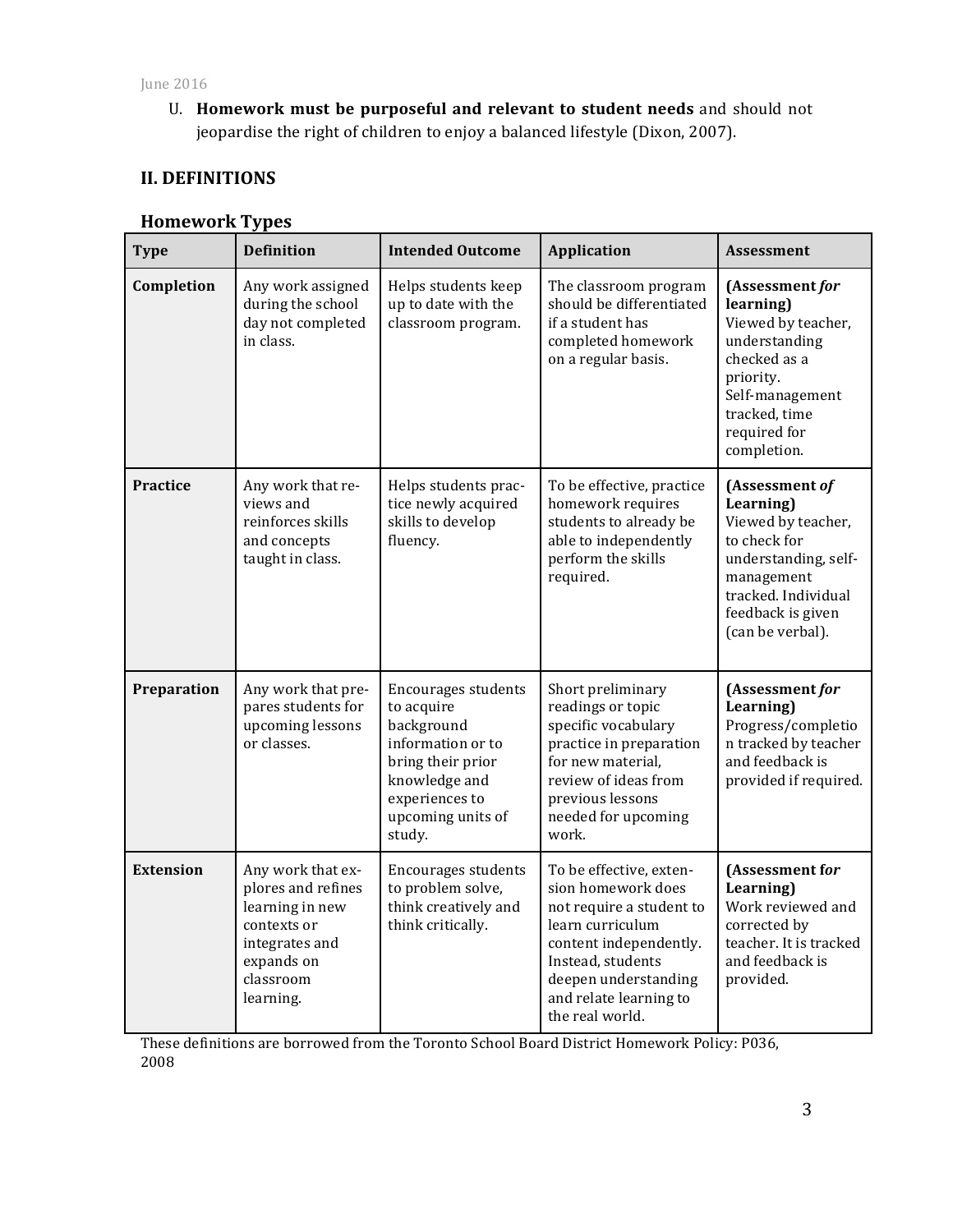U. **Homework must be purposeful and relevant to student needs** and should not jeopardise the right of children to enjoy a balanced lifestyle (Dixon, 2007).

## II. DEFINITIONS

### Homework Types

| Type | Definition | Intended Outcome | Application | Assessment |
|---|---|---|---|---|
| **Completion** | Any work assigned during the school day not completed in class. | Helps students keep up to date with the classroom program. | The classroom program should be differentiated if a student has completed homework on a regular basis. | **(Assessment *for* learning)** Viewed by teacher, understanding checked as a priority. Self-management tracked, time required for completion. |
| **Practice** | Any work that reviews and reinforces skills and concepts taught in class. | Helps students practice newly acquired skills to develop fluency. | To be effective, practice homework requires students to already be able to independently perform the skills required. | **(Assessment *of* Learning)** Viewed by teacher, to check for understanding, self-management tracked. Individual feedback is given (can be verbal). |
| **Preparation** | Any work that prepares students for upcoming lessons or classes. | Encourages students to acquire background information or to bring their prior knowledge and experiences to upcoming units of study. | Short preliminary readings or topic specific vocabulary practice in preparation for new material, review of ideas from previous lessons needed for upcoming work. | **(Assessment *for* Learning)** Progress/completion tracked by teacher and feedback is provided if required. |
| **Extension** | Any work that explores and refines learning in new contexts or integrates and expands on classroom learning. | Encourages students to problem solve, think creatively and think critically. | To be effective, extension homework does not require a student to learn curriculum content independently. Instead, students deepen understanding and relate learning to the real world. | **(Assessment f*or* Learning)** Work reviewed and corrected by teacher. It is tracked and feedback is provided. |

These definitions are borrowed from the Toronto School Board District Homework Policy: P036, 2008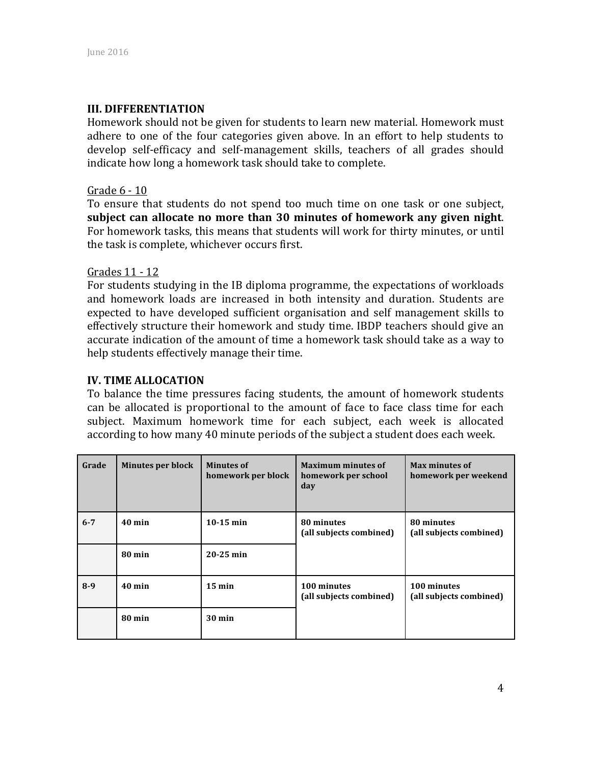### III. DIFFERENTIATION

Homework should not be given for students to learn new material. Homework must adhere to one of the four categories given above. In an effort to help students to develop self-efficacy and self-management skills, teachers of all grades should indicate how long a homework task should take to complete.

Grade 6 - 10

To ensure that students do not spend too much time on one task or one subject, **subject can allocate no more than 30 minutes of homework any given night**. For homework tasks, this means that students will work for thirty minutes, or until the task is complete, whichever occurs first.

Grades 11 - 12

For students studying in the IB diploma programme, the expectations of workloads and homework loads are increased in both intensity and duration. Students are expected to have developed sufficient organisation and self management skills to effectively structure their homework and study time. IBDP teachers should give an accurate indication of the amount of time a homework task should take as a way to help students effectively manage their time.

### IV. TIME ALLOCATION

To balance the time pressures facing students, the amount of homework students can be allocated is proportional to the amount of face to face class time for each subject. Maximum homework time for each subject, each week is allocated according to how many 40 minute periods of the subject a student does each week.

| Grade | Minutes per block | Minutes of homework per block | Maximum minutes of homework per school day | Max minutes of homework per weekend |
|---|---|---|---|---|
| **6-7** | **40 min** | **10-15 min** | **80 minutes (all subjects combined)** | **80 minutes (all subjects combined)** |
| | **80 min** | **20-25 min** | | |
| **8-9** | **40 min** | **15 min** | **100 minutes (all subjects combined)** | **100 minutes (all subjects combined)** |
| | **80 min** | **30 min** | | |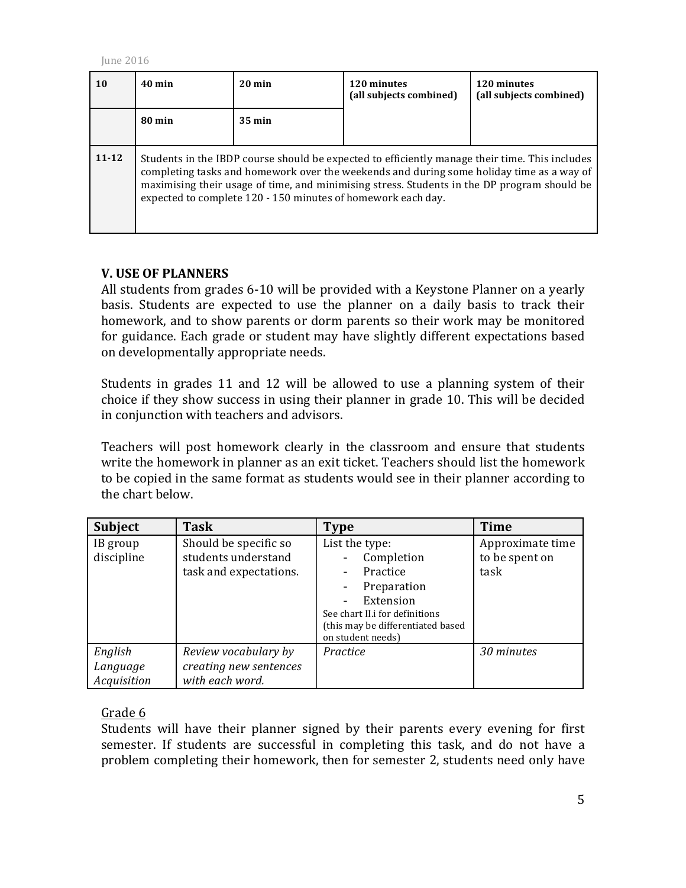| 10 | 40 min | 20 min | 120 minutes (all subjects combined) | 120 minutes (all subjects combined) |
|---|---|---|---|---|
| | 80 min | 35 min | | |
| 11-12 | Students in the IBDP course should be expected to efficiently manage their time. This includes completing tasks and homework over the weekends and during some holiday time as a way of maximising their usage of time, and minimising stress. Students in the DP program should be expected to complete 120 - 150 minutes of homework each day. | | | |

### V. USE OF PLANNERS

All students from grades 6-10 will be provided with a Keystone Planner on a yearly basis. Students are expected to use the planner on a daily basis to track their homework, and to show parents or dorm parents so their work may be monitored for guidance. Each grade or student may have slightly different expectations based on developmentally appropriate needs.

Students in grades 11 and 12 will be allowed to use a planning system of their choice if they show success in using their planner in grade 10. This will be decided in conjunction with teachers and advisors.

Teachers will post homework clearly in the classroom and ensure that students write the homework in planner as an exit ticket. Teachers should list the homework to be copied in the same format as students would see in their planner according to the chart below.

| Subject | Task | Type | Time |
|---|---|---|---|
| IB group discipline | Should be specific so students understand task and expectations. | List the type:<br>- Completion<br>- Practice<br>- Preparation<br>- Extension<br>See chart II.i for definitions (this may be differentiated based on student needs) | Approximate time to be spent on task |
| *English Language Acquisition* | *Review vocabulary by creating new sentences with each word.* | *Practice* | *30 minutes* |

<u>Grade 6</u>

Students will have their planner signed by their parents every evening for first semester. If students are successful in completing this task, and do not have a problem completing their homework, then for semester 2, students need only have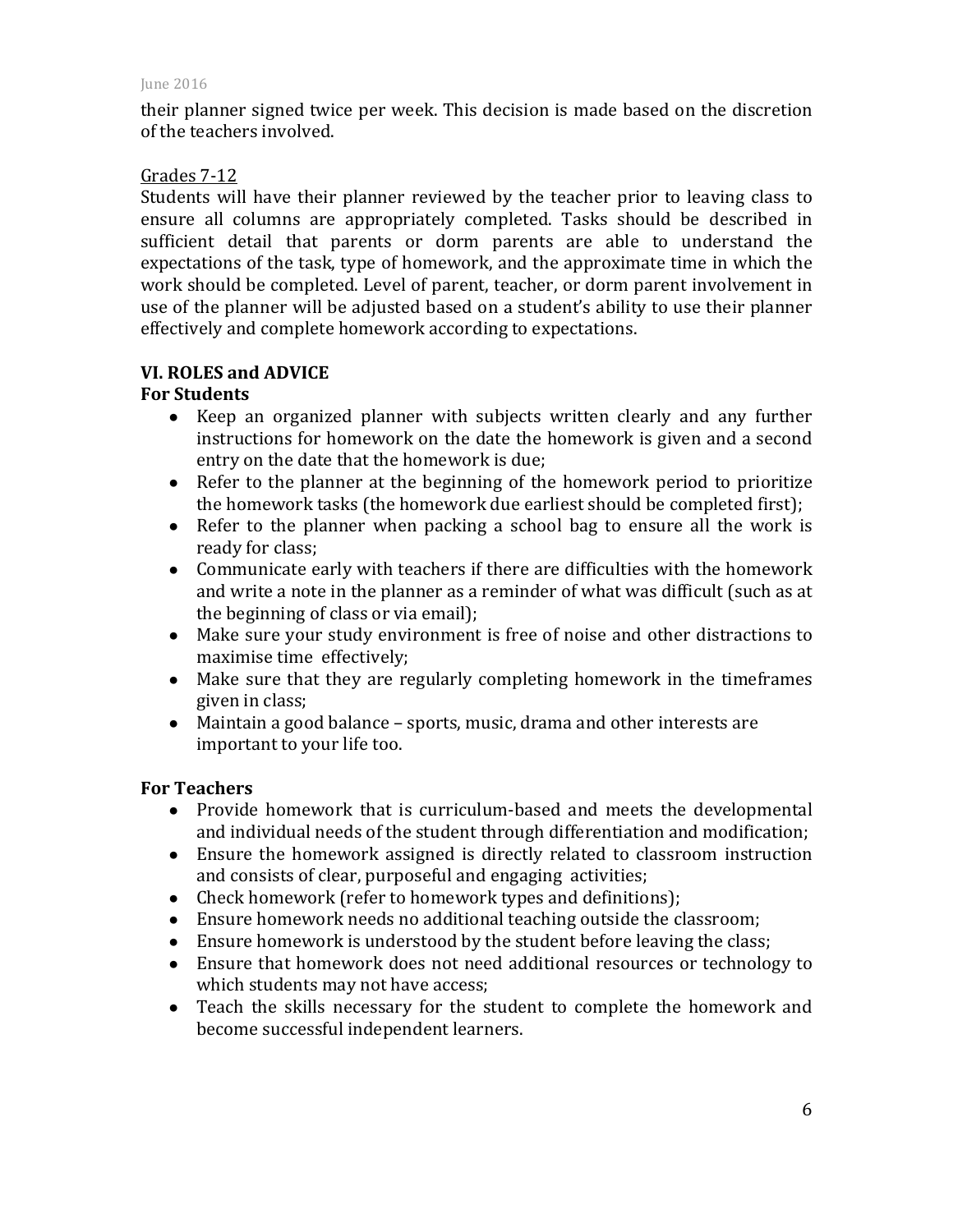their planner signed twice per week. This decision is made based on the discretion of the teachers involved.

Grades 7-12

Students will have their planner reviewed by the teacher prior to leaving class to ensure all columns are appropriately completed. Tasks should be described in sufficient detail that parents or dorm parents are able to understand the expectations of the task, type of homework, and the approximate time in which the work should be completed. Level of parent, teacher, or dorm parent involvement in use of the planner will be adjusted based on a student's ability to use their planner effectively and complete homework according to expectations.

## VI. ROLES and ADVICE

### For Students

- Keep an organized planner with subjects written clearly and any further instructions for homework on the date the homework is given and a second entry on the date that the homework is due;
- Refer to the planner at the beginning of the homework period to prioritize the homework tasks (the homework due earliest should be completed first);
- Refer to the planner when packing a school bag to ensure all the work is ready for class;
- Communicate early with teachers if there are difficulties with the homework and write a note in the planner as a reminder of what was difficult (such as at the beginning of class or via email);
- Make sure your study environment is free of noise and other distractions to maximise time effectively;
- Make sure that they are regularly completing homework in the timeframes given in class;
- Maintain a good balance – sports, music, drama and other interests are important to your life too.

### For Teachers

- Provide homework that is curriculum-based and meets the developmental and individual needs of the student through differentiation and modification;
- Ensure the homework assigned is directly related to classroom instruction and consists of clear, purposeful and engaging activities;
- Check homework (refer to homework types and definitions);
- Ensure homework needs no additional teaching outside the classroom;
- Ensure homework is understood by the student before leaving the class;
- Ensure that homework does not need additional resources or technology to which students may not have access;
- Teach the skills necessary for the student to complete the homework and become successful independent learners.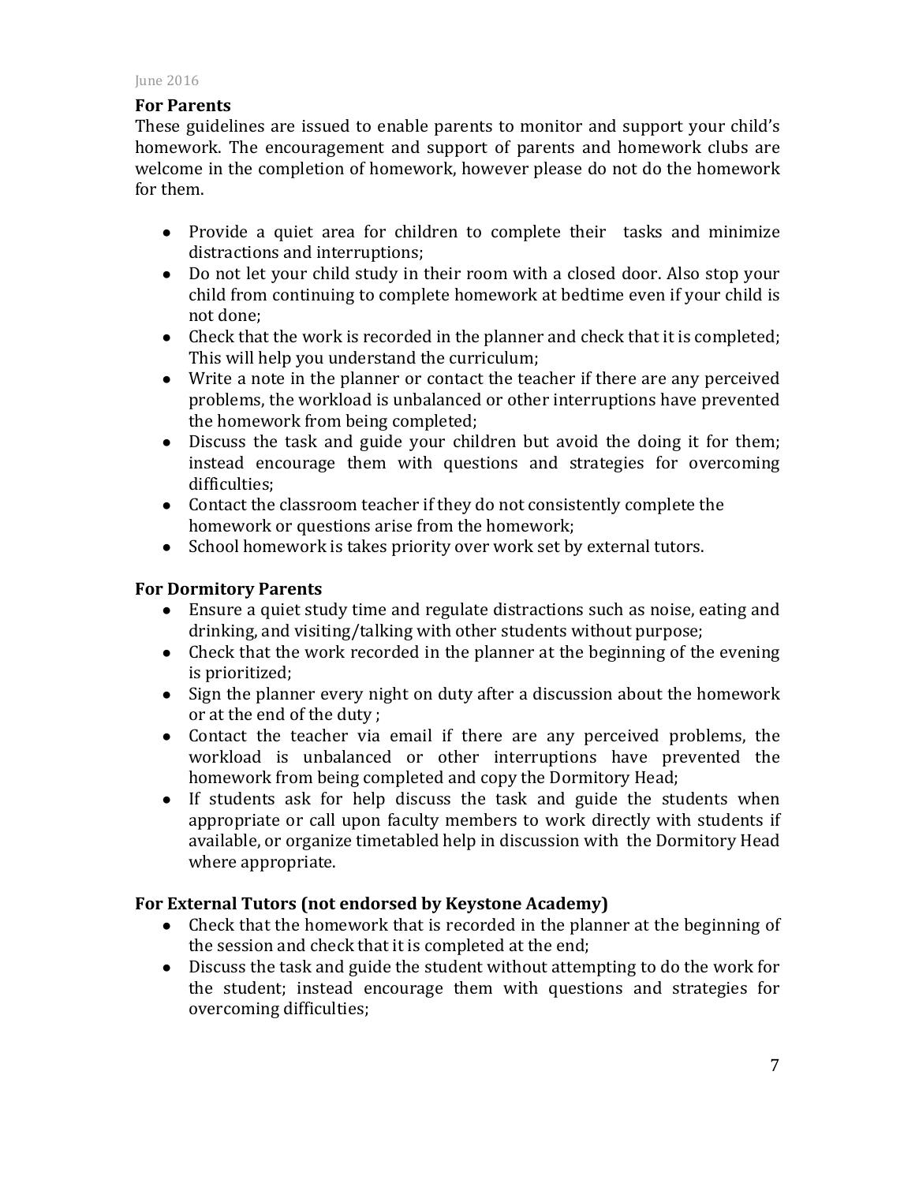## For Parents

These guidelines are issued to enable parents to monitor and support your child's homework. The encouragement and support of parents and homework clubs are welcome in the completion of homework, however please do not do the homework for them.

- Provide a quiet area for children to complete their tasks and minimize distractions and interruptions;
- Do not let your child study in their room with a closed door. Also stop your child from continuing to complete homework at bedtime even if your child is not done;
- Check that the work is recorded in the planner and check that it is completed; This will help you understand the curriculum;
- Write a note in the planner or contact the teacher if there are any perceived problems, the workload is unbalanced or other interruptions have prevented the homework from being completed;
- Discuss the task and guide your children but avoid the doing it for them; instead encourage them with questions and strategies for overcoming difficulties;
- Contact the classroom teacher if they do not consistently complete the homework or questions arise from the homework;
- School homework is takes priority over work set by external tutors.

## For Dormitory Parents

- Ensure a quiet study time and regulate distractions such as noise, eating and drinking, and visiting/talking with other students without purpose;
- Check that the work recorded in the planner at the beginning of the evening is prioritized;
- Sign the planner every night on duty after a discussion about the homework or at the end of the duty ;
- Contact the teacher via email if there are any perceived problems, the workload is unbalanced or other interruptions have prevented the homework from being completed and copy the Dormitory Head;
- If students ask for help discuss the task and guide the students when appropriate or call upon faculty members to work directly with students if available, or organize timetabled help in discussion with the Dormitory Head where appropriate.

## For External Tutors (not endorsed by Keystone Academy)

- Check that the homework that is recorded in the planner at the beginning of the session and check that it is completed at the end;
- Discuss the task and guide the student without attempting to do the work for the student; instead encourage them with questions and strategies for overcoming difficulties;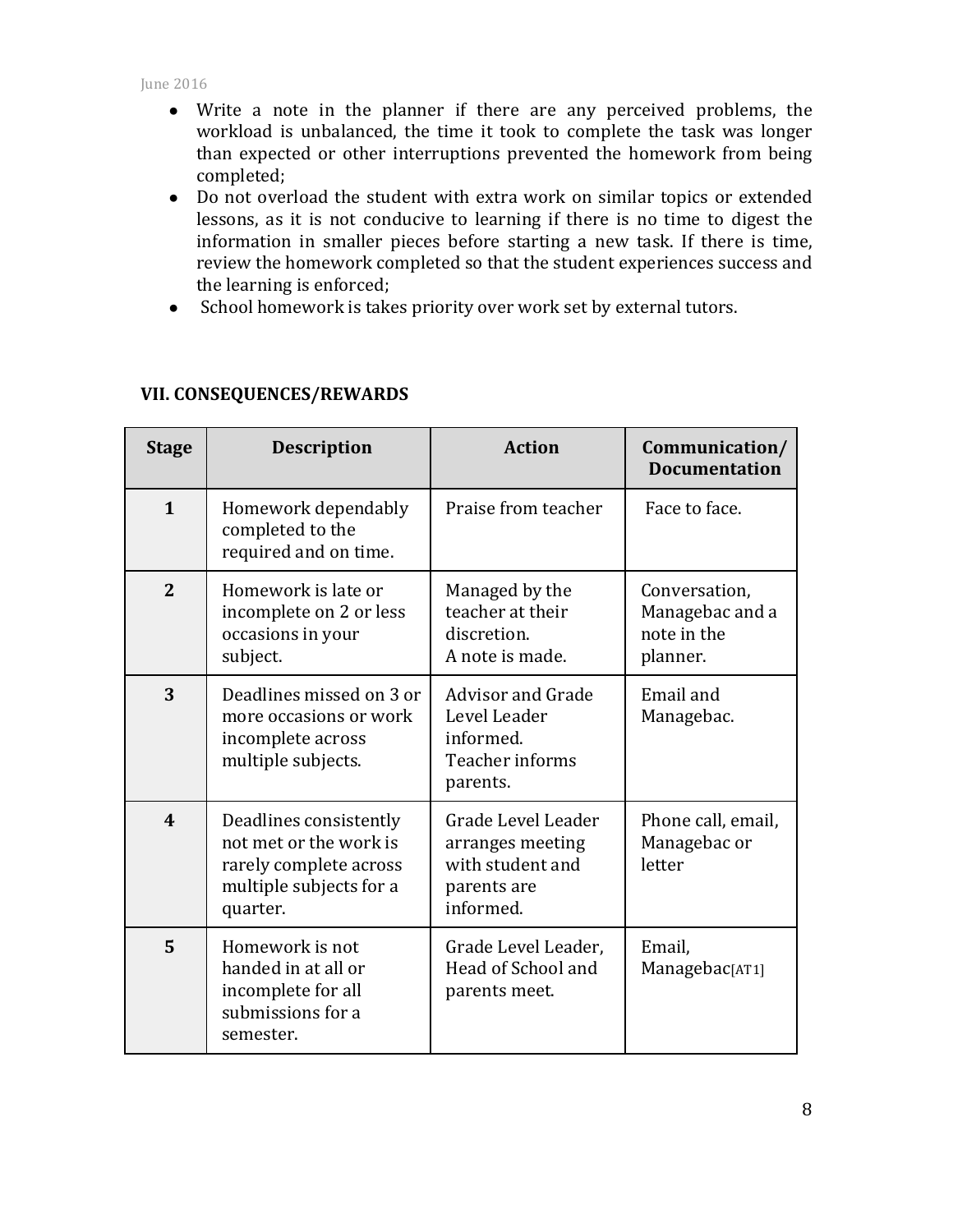- Write a note in the planner if there are any perceived problems, the workload is unbalanced, the time it took to complete the task was longer than expected or other interruptions prevented the homework from being completed;
- Do not overload the student with extra work on similar topics or extended lessons, as it is not conducive to learning if there is no time to digest the information in smaller pieces before starting a new task. If there is time, review the homework completed so that the student experiences success and the learning is enforced;
- School homework is takes priority over work set by external tutors.

### VII. CONSEQUENCES/REWARDS

| Stage | Description | Action | Communication/ Documentation |
|---|---|---|---|
| **1** | Homework dependably completed to the required and on time. | Praise from teacher | Face to face. |
| **2** | Homework is late or incomplete on 2 or less occasions in your subject. | Managed by the teacher at their discretion. A note is made. | Conversation, Managebac and a note in the planner. |
| **3** | Deadlines missed on 3 or more occasions or work incomplete across multiple subjects. | Advisor and Grade Level Leader informed. Teacher informs parents. | Email and Managebac. |
| **4** | Deadlines consistently not met or the work is rarely complete across multiple subjects for a quarter. | Grade Level Leader arranges meeting with student and parents are informed. | Phone call, email, Managebac or letter |
| **5** | Homework is not handed in at all or incomplete for all submissions for a semester. | Grade Level Leader, Head of School and parents meet. | Email, Managebac[AT1] |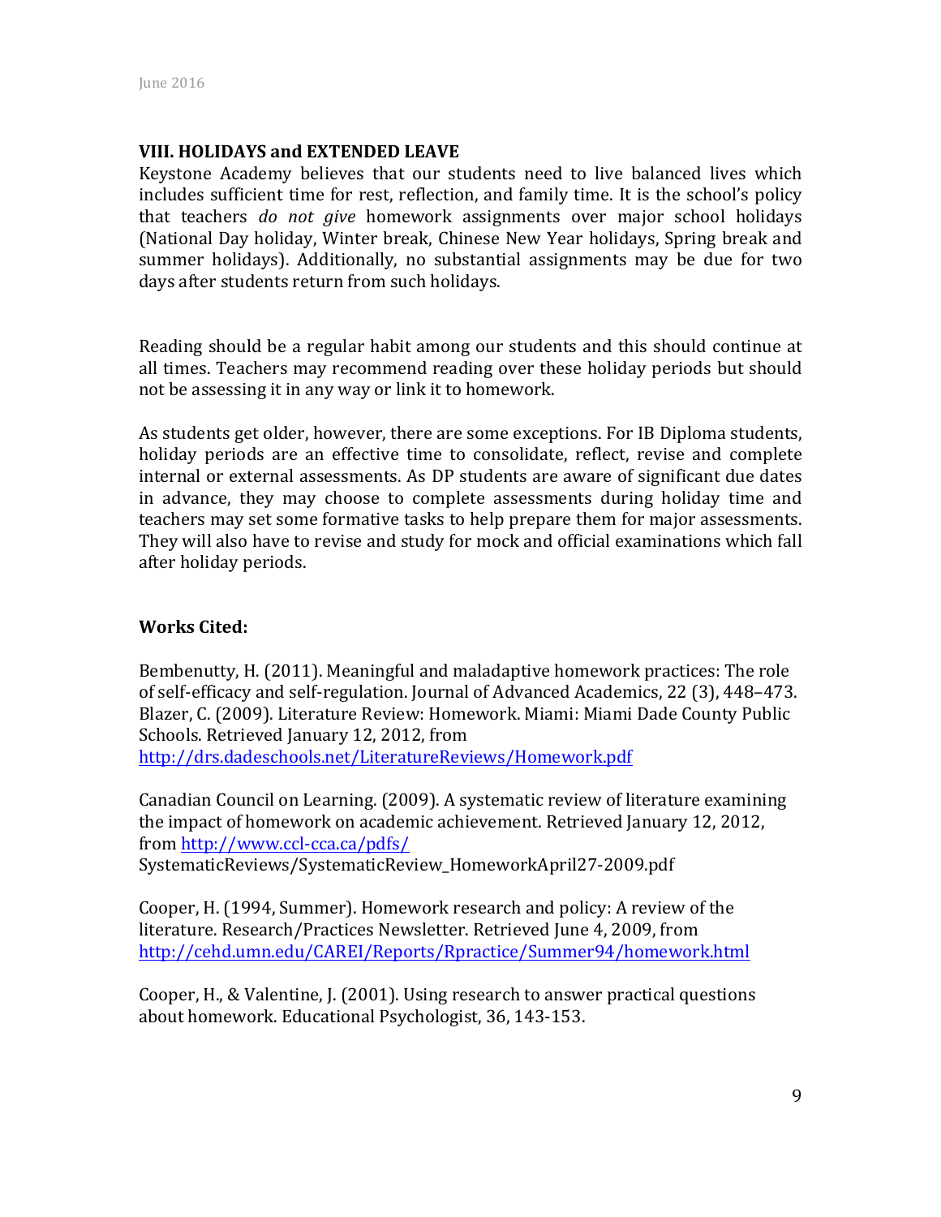## VIII. HOLIDAYS and EXTENDED LEAVE

Keystone Academy believes that our students need to live balanced lives which includes sufficient time for rest, reflection, and family time. It is the school's policy that teachers *do not give* homework assignments over major school holidays (National Day holiday, Winter break, Chinese New Year holidays, Spring break and summer holidays). Additionally, no substantial assignments may be due for two days after students return from such holidays.

Reading should be a regular habit among our students and this should continue at all times. Teachers may recommend reading over these holiday periods but should not be assessing it in any way or link it to homework.

As students get older, however, there are some exceptions. For IB Diploma students, holiday periods are an effective time to consolidate, reflect, revise and complete internal or external assessments. As DP students are aware of significant due dates in advance, they may choose to complete assessments during holiday time and teachers may set some formative tasks to help prepare them for major assessments. They will also have to revise and study for mock and official examinations which fall after holiday periods.

### Works Cited:

Bembenutty, H. (2011). Meaningful and maladaptive homework practices: The role of self-efficacy and self-regulation. Journal of Advanced Academics, 22 (3), 448–473. Blazer, C. (2009). Literature Review: Homework. Miami: Miami Dade County Public Schools. Retrieved January 12, 2012, from http://drs.dadeschools.net/LiteratureReviews/Homework.pdf

Canadian Council on Learning. (2009). A systematic review of literature examining the impact of homework on academic achievement. Retrieved January 12, 2012, from http://www.ccl-cca.ca/pdfs/SystematicReviews/SystematicReview_HomeworkApril27-2009.pdf

Cooper, H. (1994, Summer). Homework research and policy: A review of the literature. Research/Practices Newsletter. Retrieved June 4, 2009, from http://cehd.umn.edu/CAREI/Reports/Rpractice/Summer94/homework.html

Cooper, H., & Valentine, J. (2001). Using research to answer practical questions about homework. Educational Psychologist, 36, 143-153.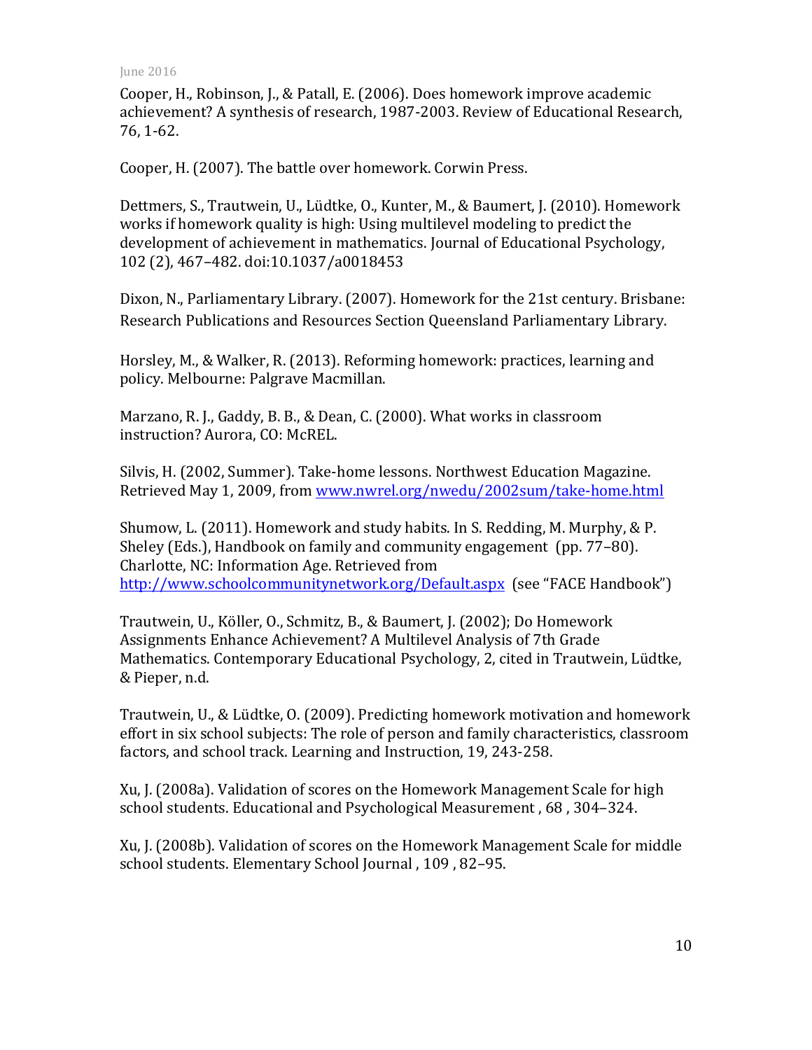Cooper, H., Robinson, J., & Patall, E. (2006). Does homework improve academic achievement? A synthesis of research, 1987-2003. Review of Educational Research, 76, 1-62.

Cooper, H. (2007). The battle over homework. Corwin Press.

Dettmers, S., Trautwein, U., Lüdtke, O., Kunter, M., & Baumert, J. (2010). Homework works if homework quality is high: Using multilevel modeling to predict the development of achievement in mathematics. Journal of Educational Psychology, 102 (2), 467–482. doi:10.1037/a0018453

Dixon, N., Parliamentary Library. (2007). Homework for the 21st century. Brisbane: Research Publications and Resources Section Queensland Parliamentary Library.

Horsley, M., & Walker, R. (2013). Reforming homework: practices, learning and policy. Melbourne: Palgrave Macmillan.

Marzano, R. J., Gaddy, B. B., & Dean, C. (2000). What works in classroom instruction? Aurora, CO: McREL.

Silvis, H. (2002, Summer). Take-home lessons. Northwest Education Magazine. Retrieved May 1, 2009, from [www.nwrel.org/nwedu/2002sum/take-home.html](www.nwrel.org/nwedu/2002sum/take-home.html)

Shumow, L. (2011). Homework and study habits. In S. Redding, M. Murphy, & P. Sheley (Eds.), Handbook on family and community engagement (pp. 77–80). Charlotte, NC: Information Age. Retrieved from [http://www.schoolcommunitynetwork.org/Default.aspx](http://www.schoolcommunitynetwork.org/Default.aspx) (see "FACE Handbook")

Trautwein, U., Köller, O., Schmitz, B., & Baumert, J. (2002); Do Homework Assignments Enhance Achievement? A Multilevel Analysis of 7th Grade Mathematics. Contemporary Educational Psychology, 2, cited in Trautwein, Lüdtke, & Pieper, n.d.

Trautwein, U., & Lüdtke, O. (2009). Predicting homework motivation and homework effort in six school subjects: The role of person and family characteristics, classroom factors, and school track. Learning and Instruction, 19, 243-258.

Xu, J. (2008a). Validation of scores on the Homework Management Scale for high school students. Educational and Psychological Measurement , 68 , 304–324.

Xu, J. (2008b). Validation of scores on the Homework Management Scale for middle school students. Elementary School Journal , 109 , 82–95.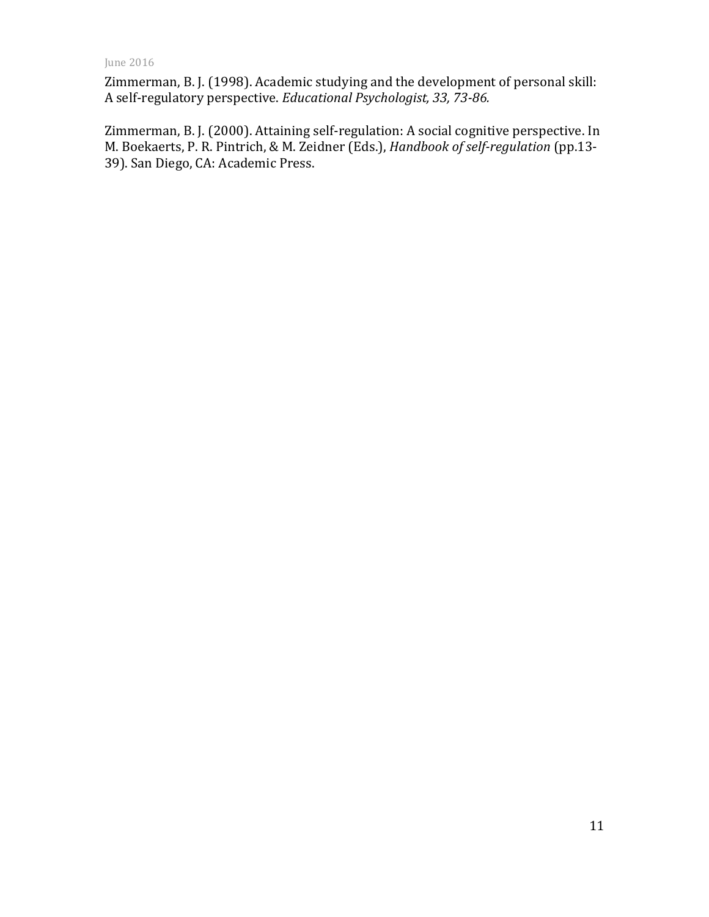Zimmerman, B. J. (1998). Academic studying and the development of personal skill: A self-regulatory perspective. *Educational Psychologist, 33, 73-86.*

Zimmerman, B. J. (2000). Attaining self-regulation: A social cognitive perspective. In M. Boekaerts, P. R. Pintrich, & M. Zeidner (Eds.), *Handbook of self-regulation* (pp.13-39). San Diego, CA: Academic Press.